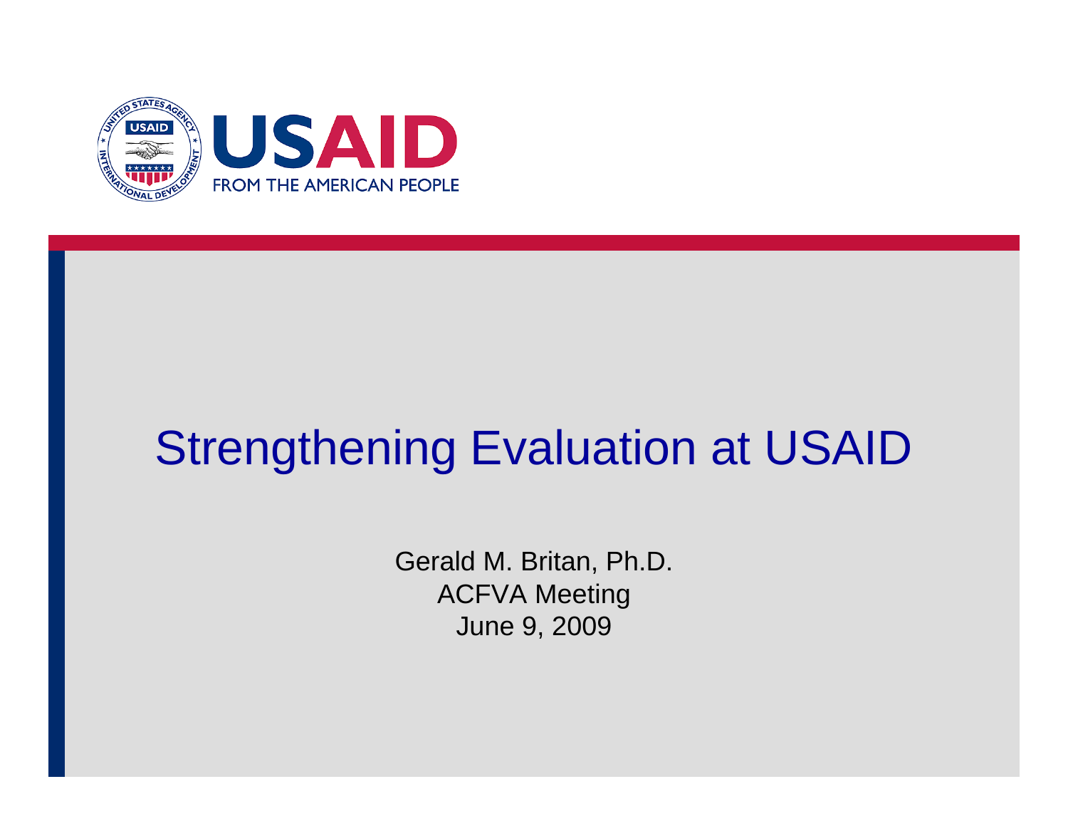USAID

FROM THE AMERICAN PEOPLE

# Strengthening Evaluation at USAID

Gerald M. Britan, Ph.D.

ACFVA Meeting

June 9, 2009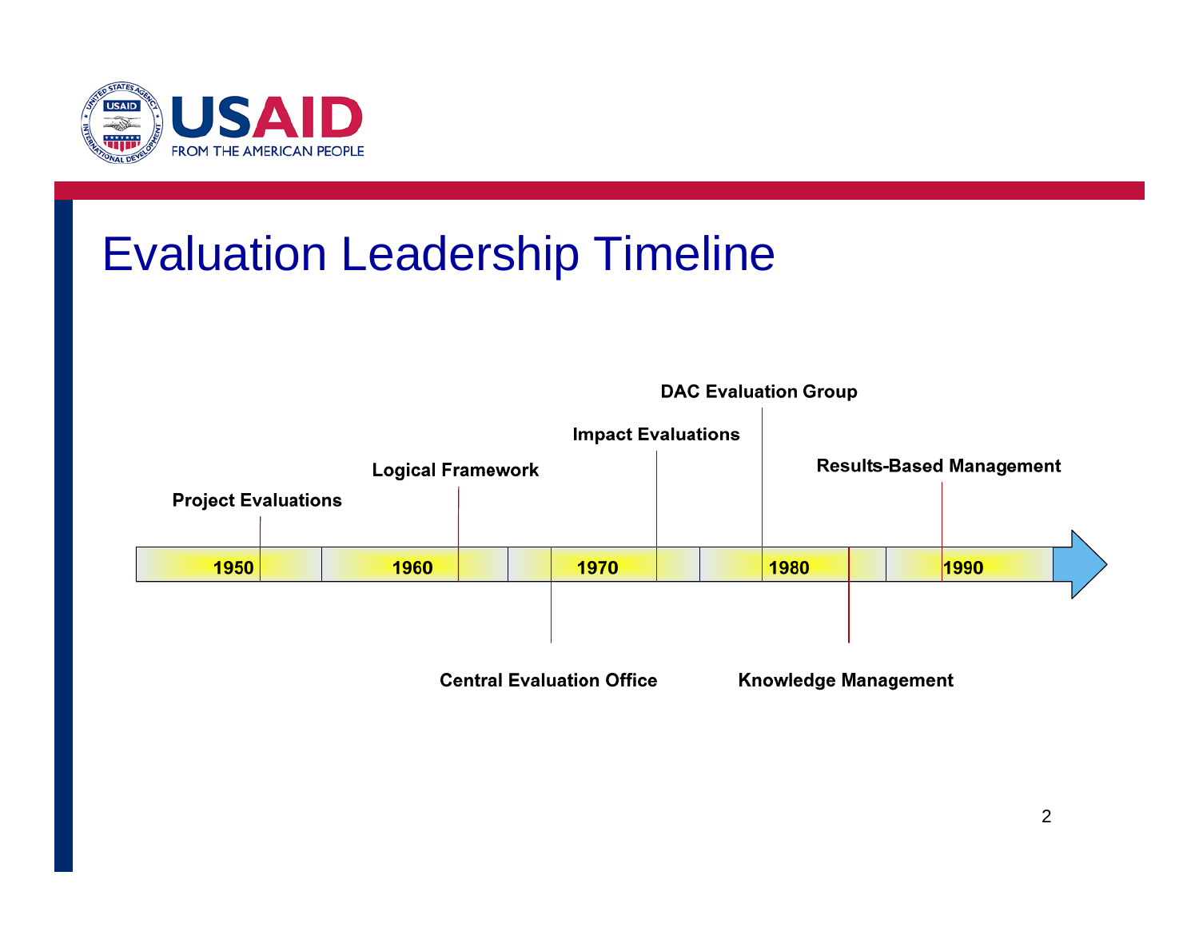# Evaluation Leadership Timeline

- 1950 — Project Evaluations
- 1960 — Logical Framework
- 1970 — Central Evaluation Office
- 1970 — Impact Evaluations
- 1980 — DAC Evaluation Group
- 1980 — Knowledge Management
- 1990 — Results-Based Management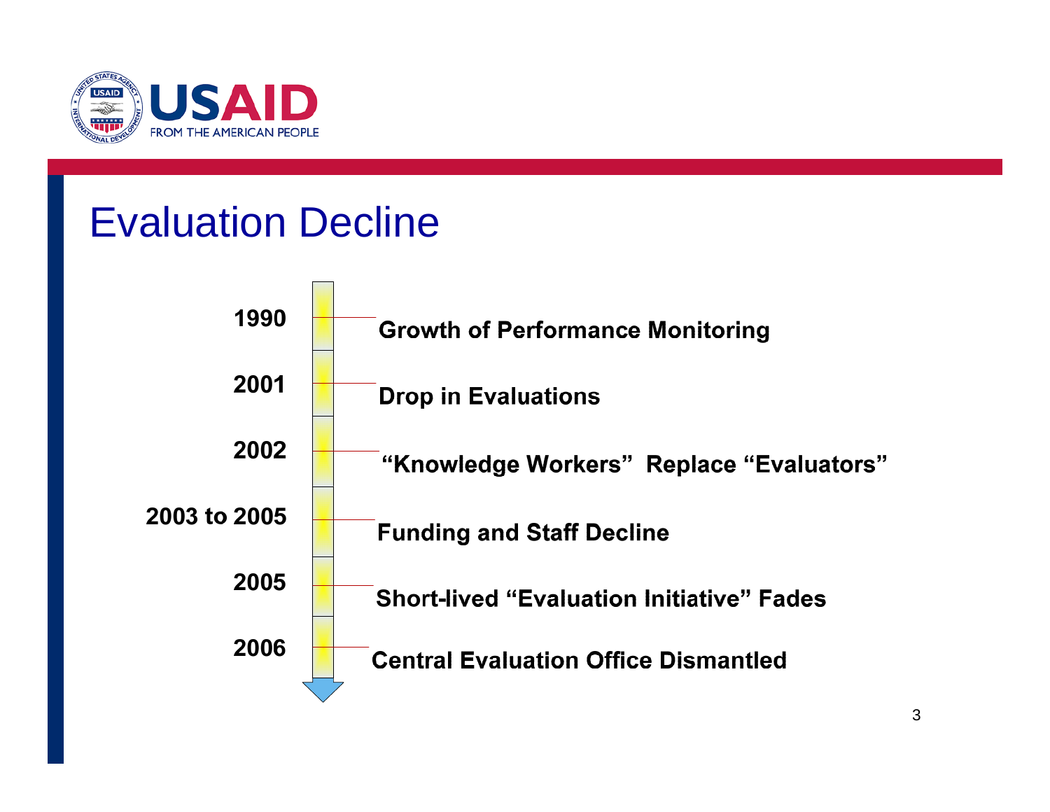# Evaluation Decline

| Year | Event |
| --- | --- |
| 1990 | Growth of Performance Monitoring |
| 2001 | Drop in Evaluations |
| 2002 | "Knowledge Workers" Replace "Evaluators" |
| 2003 to 2005 | Funding and Staff Decline |
| 2005 | Short-lived "Evaluation Initiative" Fades |
| 2006 | Central Evaluation Office Dismantled |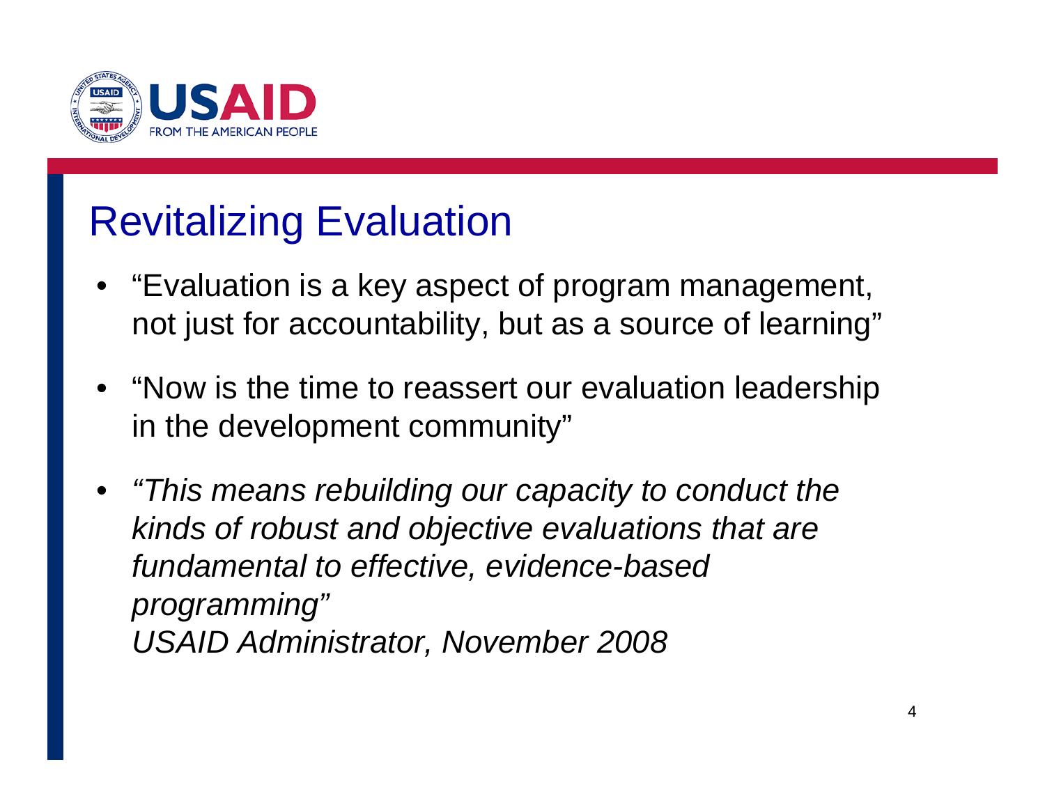# Revitalizing Evaluation

- "Evaluation is a key aspect of program management, not just for accountability, but as a source of learning"
- "Now is the time to reassert our evaluation leadership in the development community"
- *"This means rebuilding our capacity to conduct the kinds of robust and objective evaluations that are fundamental to effective, evidence-based programming"*
  *USAID Administrator, November 2008*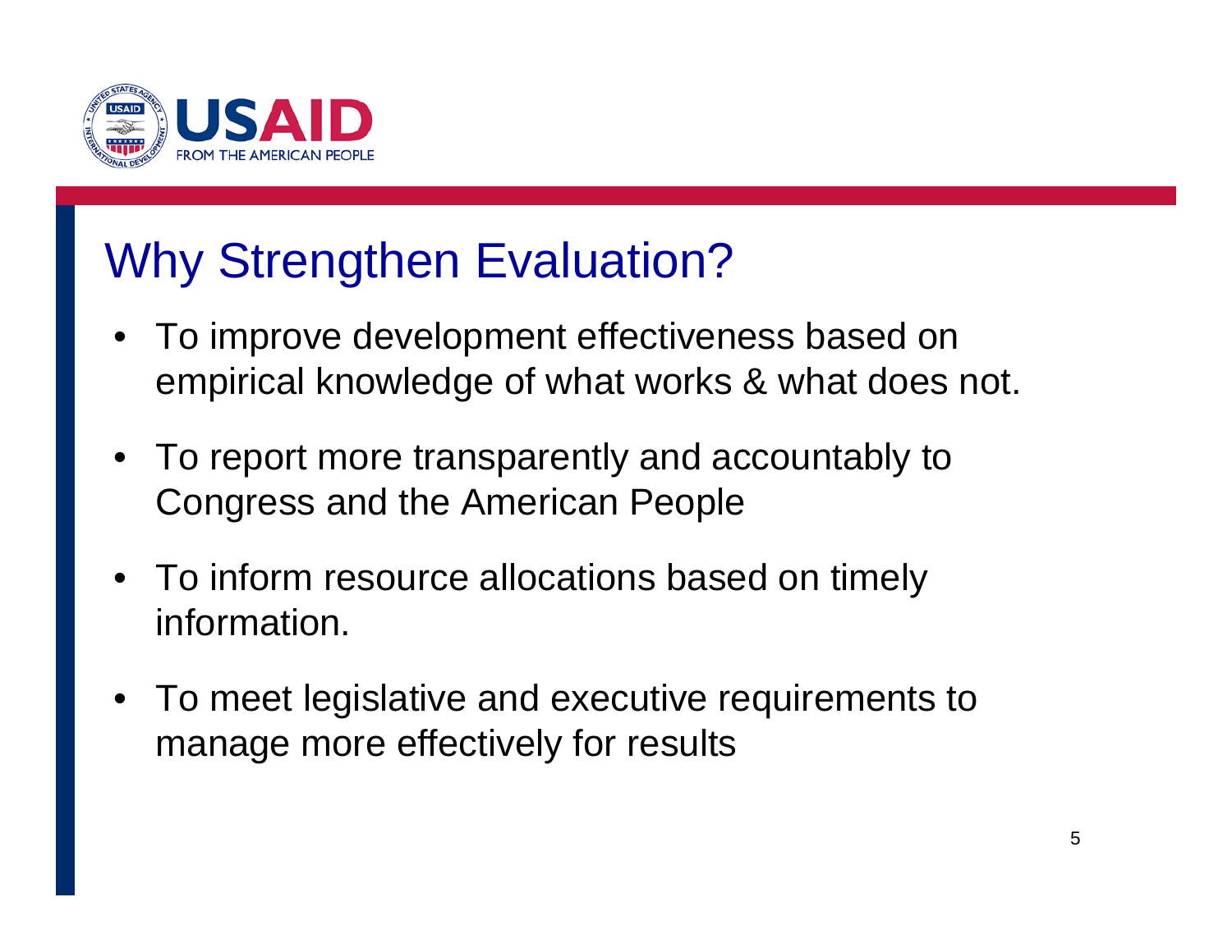# Why Strengthen Evaluation?

- To improve development effectiveness based on empirical knowledge of what works & what does not.
- To report more transparently and accountably to Congress and the American People
- To inform resource allocations based on timely information.
- To meet legislative and executive requirements to manage more effectively for results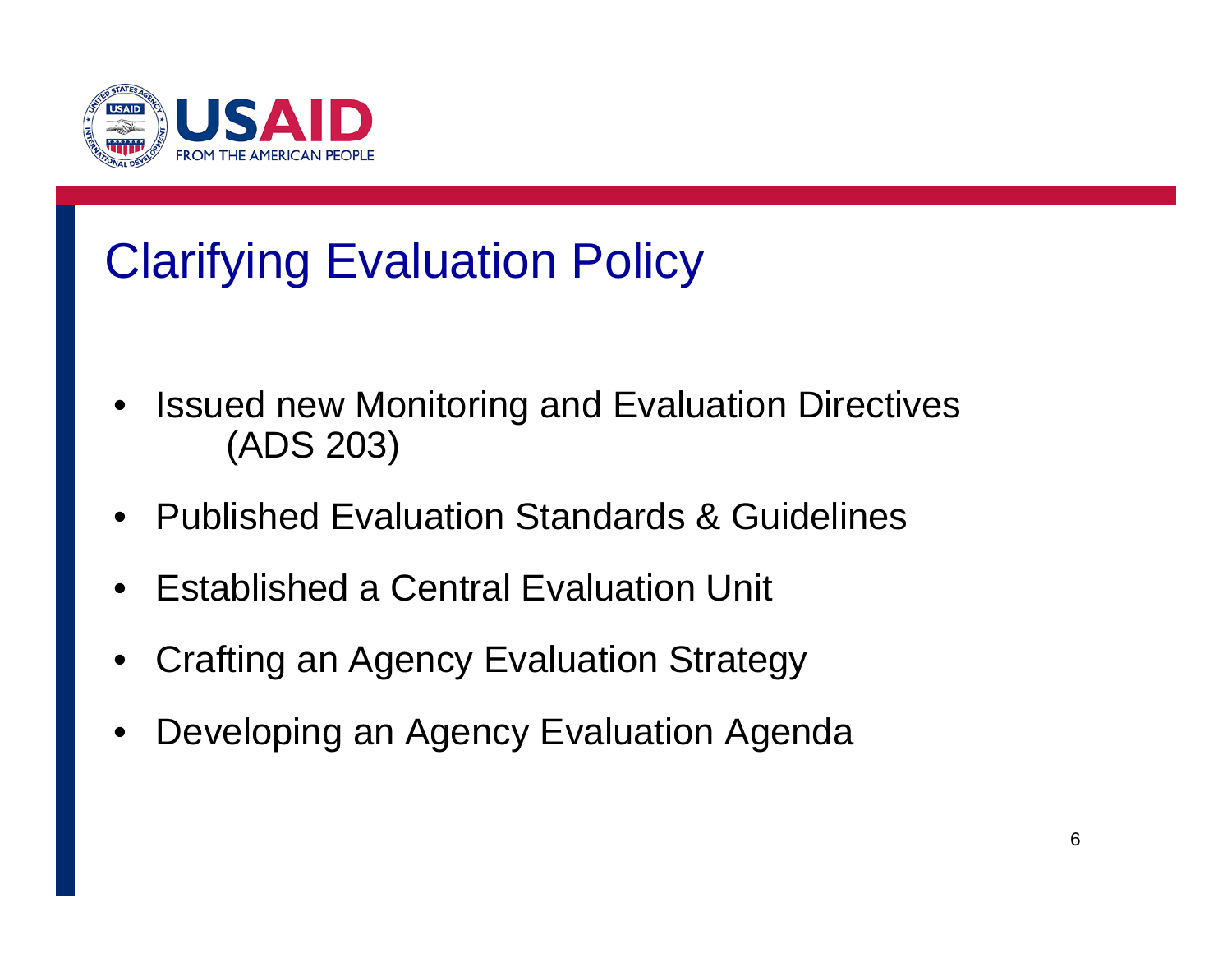# Clarifying Evaluation Policy

- Issued new Monitoring and Evaluation Directives (ADS 203)
- Published Evaluation Standards & Guidelines
- Established a Central Evaluation Unit
- Crafting an Agency Evaluation Strategy
- Developing an Agency Evaluation Agenda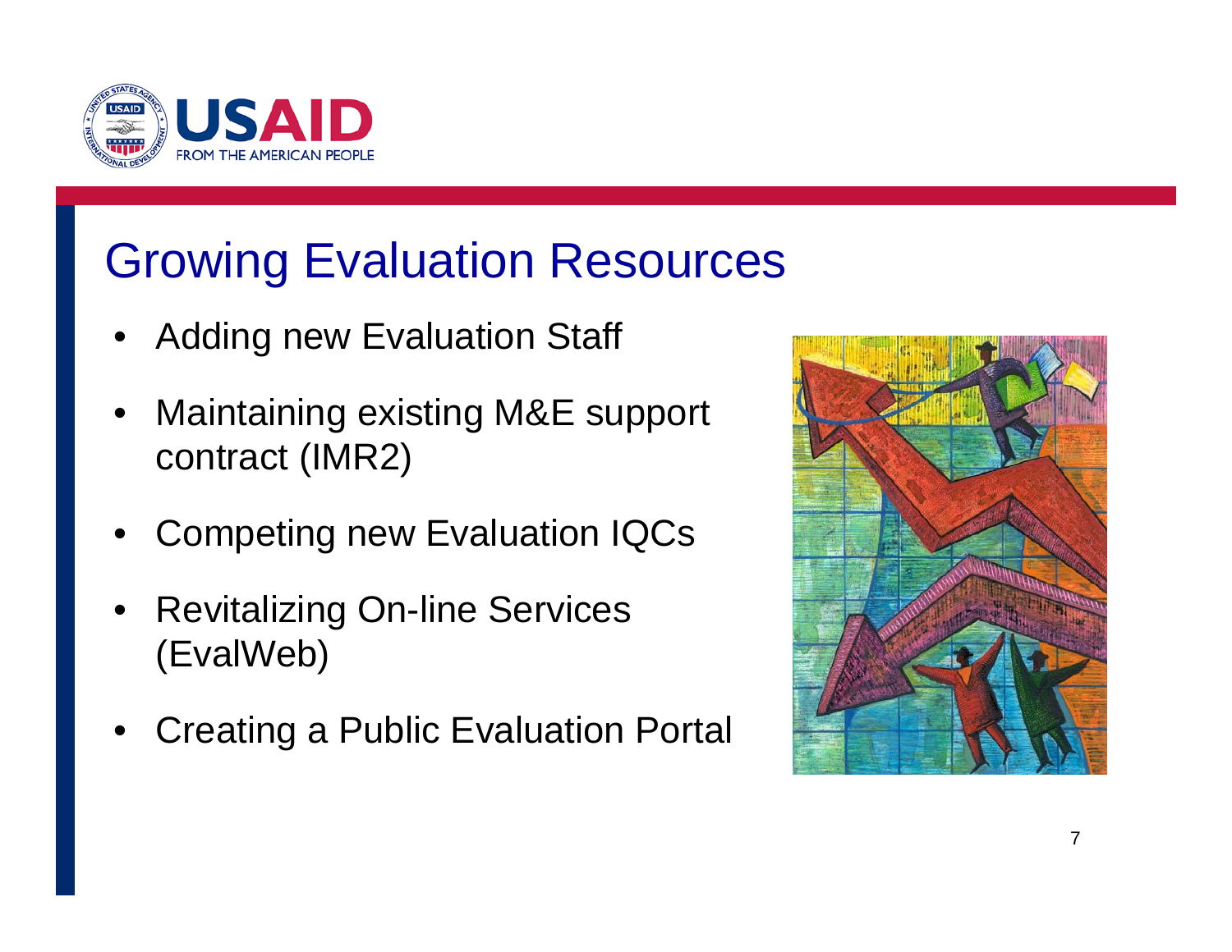# Growing Evaluation Resources

- Adding new Evaluation Staff
- Maintaining existing M&E support contract (IMR2)
- Competing new Evaluation IQCs
- Revitalizing On-line Services (EvalWeb)
- Creating a Public Evaluation Portal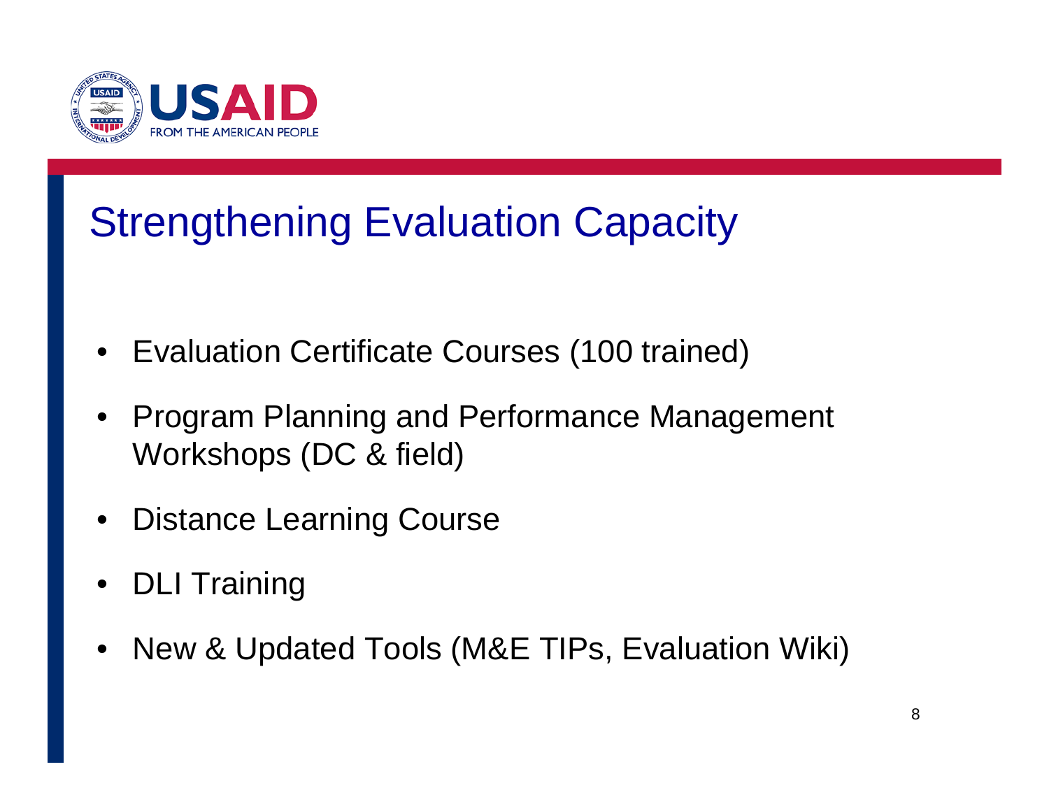# Strengthening Evaluation Capacity

- Evaluation Certificate Courses (100 trained)
- Program Planning and Performance Management Workshops (DC & field)
- Distance Learning Course
- DLI Training
- New & Updated Tools (M&E TIPs, Evaluation Wiki)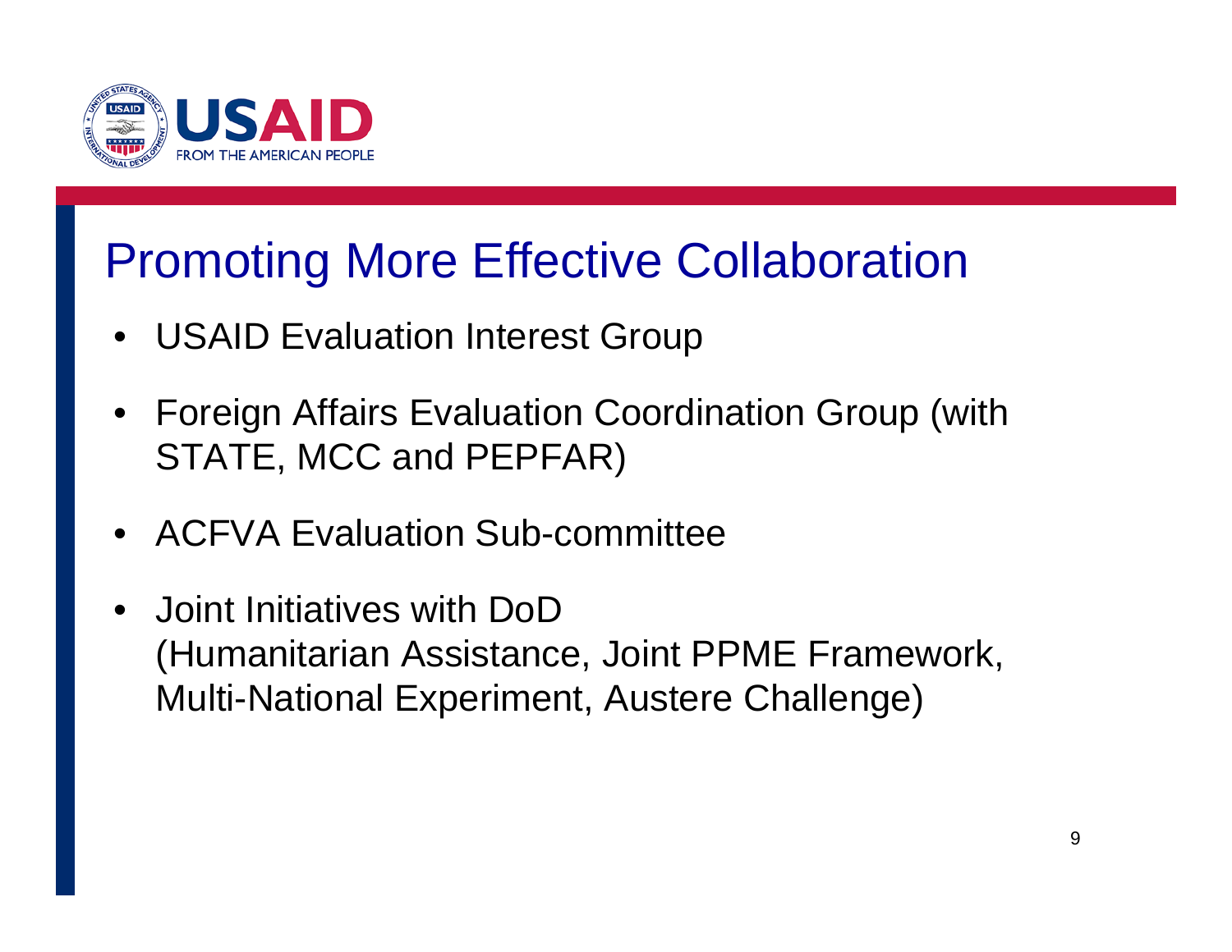## Promoting More Effective Collaboration

- USAID Evaluation Interest Group
- Foreign Affairs Evaluation Coordination Group (with STATE, MCC and PEPFAR)
- ACFVA Evaluation Sub-committee
- Joint Initiatives with DoD (Humanitarian Assistance, Joint PPME Framework, Multi-National Experiment, Austere Challenge)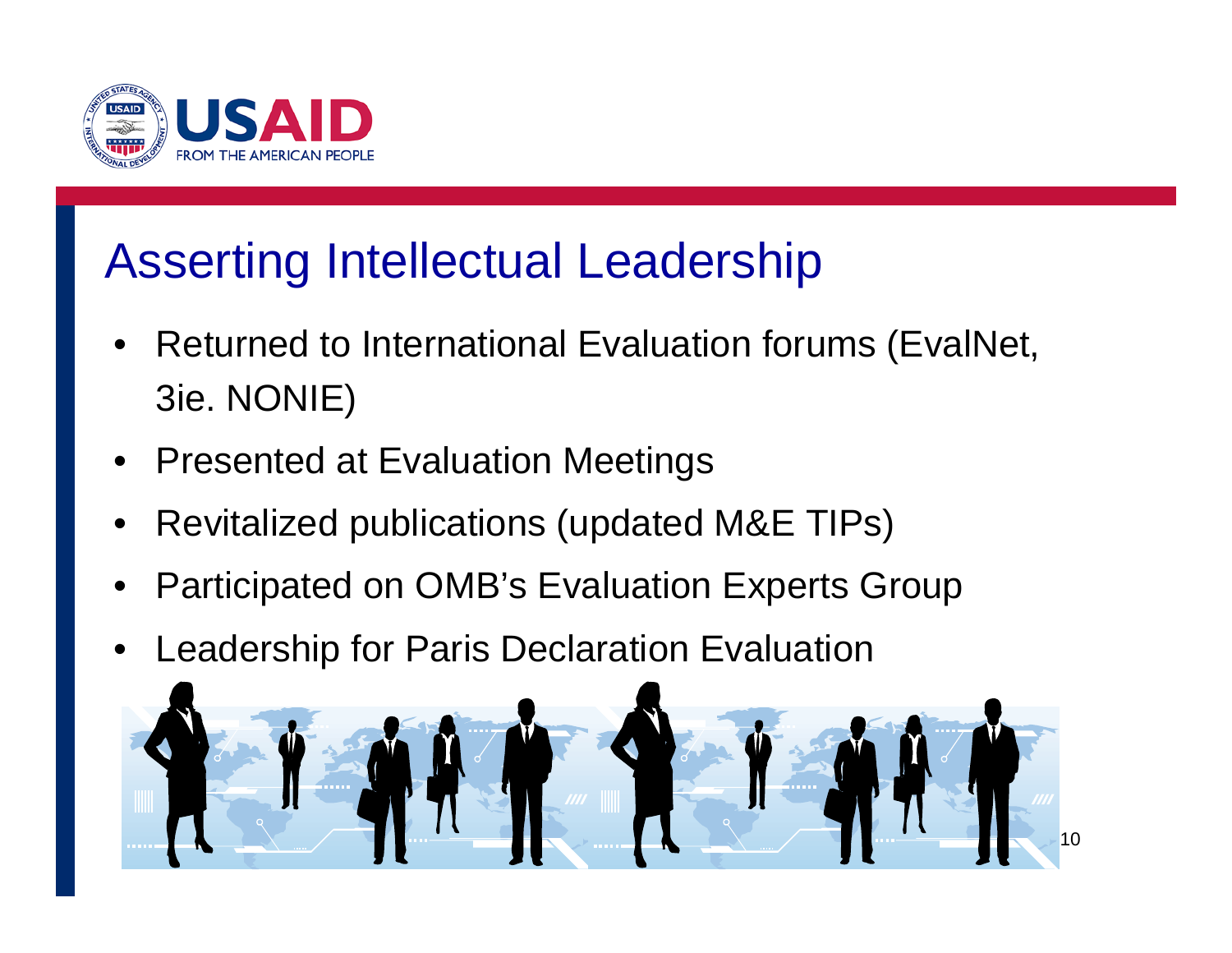# Asserting Intellectual Leadership

- Returned to International Evaluation forums (EvalNet, 3ie. NONIE)
- Presented at Evaluation Meetings
- Revitalized publications (updated M&E TIPs)
- Participated on OMB's Evaluation Experts Group
- Leadership for Paris Declaration Evaluation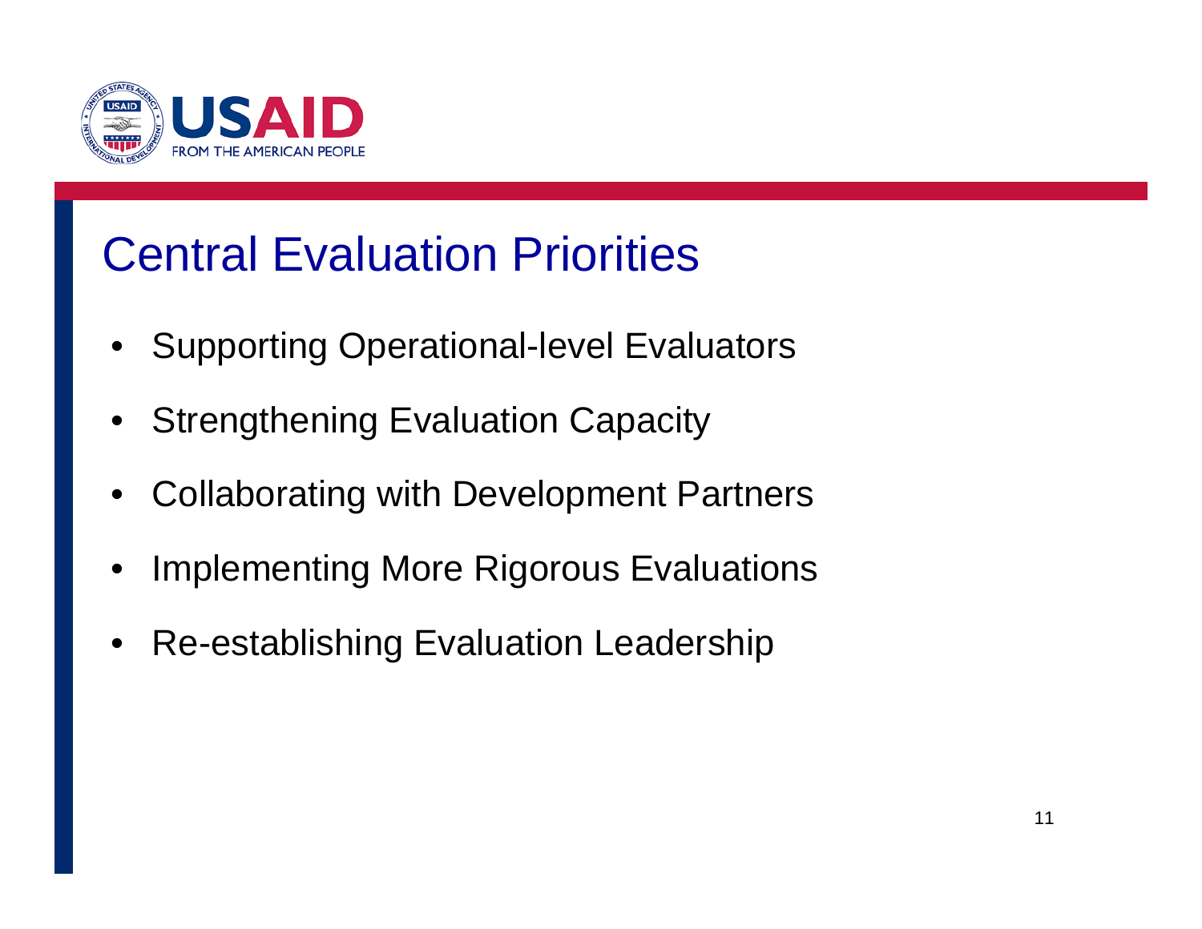# Central Evaluation Priorities

- Supporting Operational-level Evaluators
- Strengthening Evaluation Capacity
- Collaborating with Development Partners
- Implementing More Rigorous Evaluations
- Re-establishing Evaluation Leadership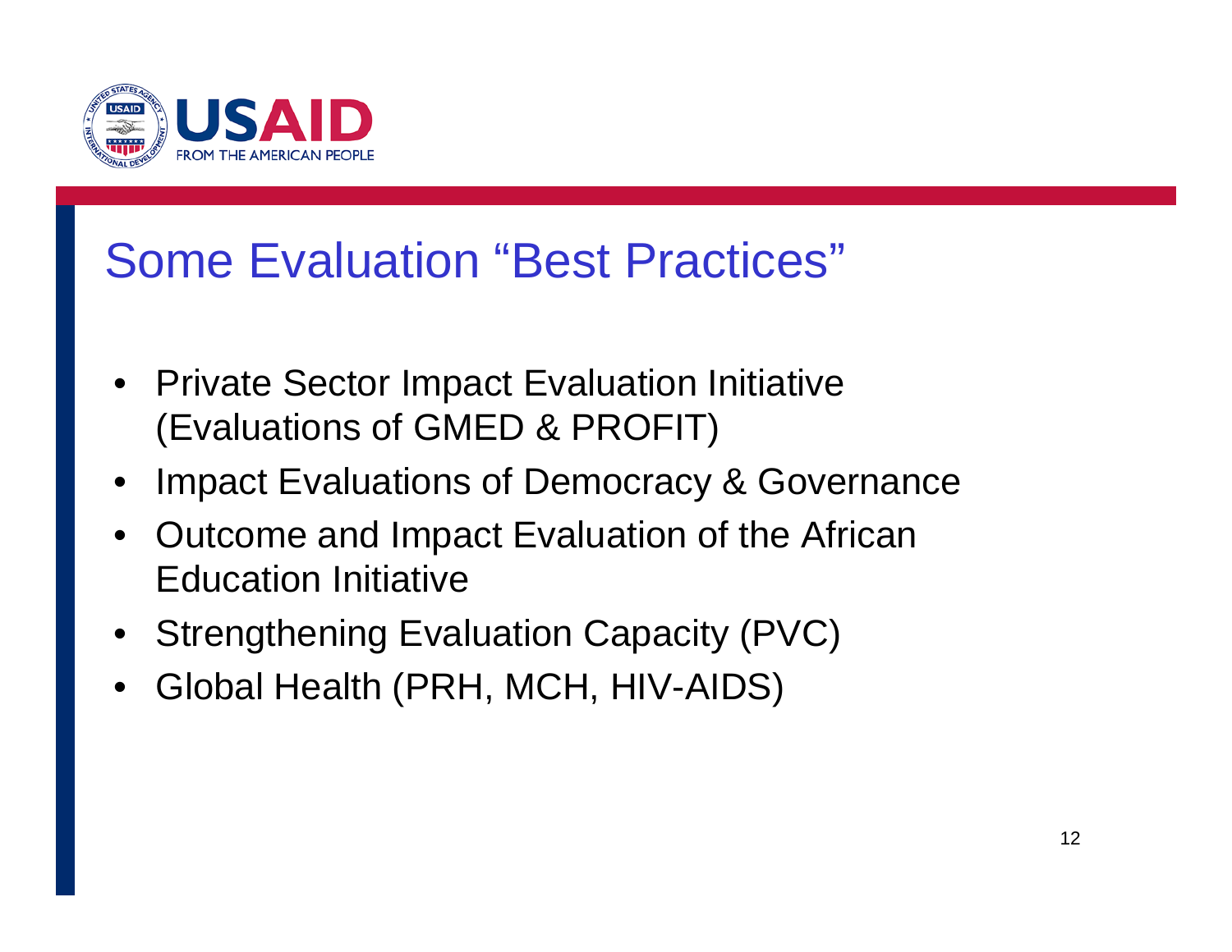# Some Evaluation "Best Practices"

- Private Sector Impact Evaluation Initiative (Evaluations of GMED & PROFIT)
- Impact Evaluations of Democracy & Governance
- Outcome and Impact Evaluation of the African Education Initiative
- Strengthening Evaluation Capacity (PVC)
- Global Health (PRH, MCH, HIV-AIDS)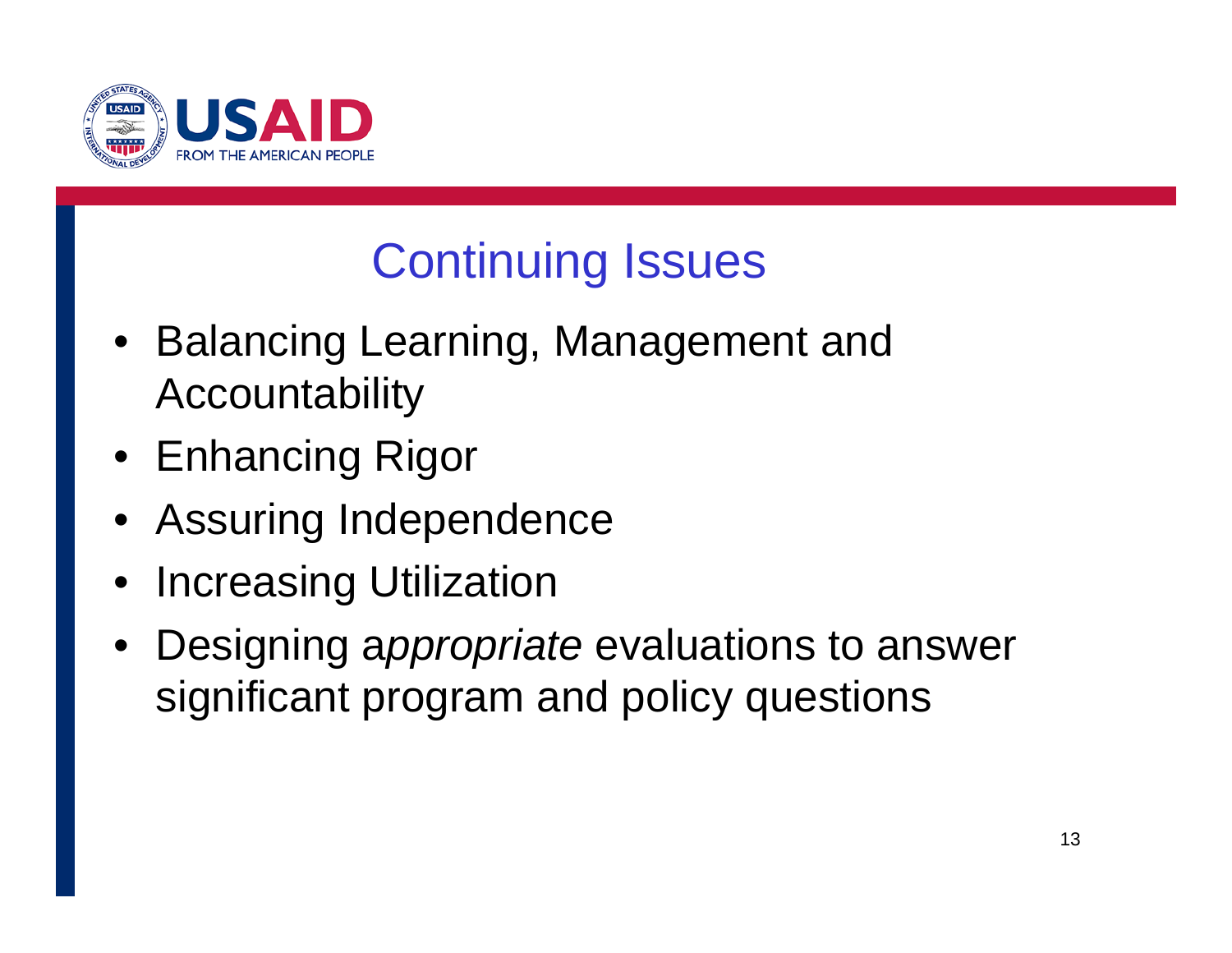# Continuing Issues

- Balancing Learning, Management and Accountability
- Enhancing Rigor
- Assuring Independence
- Increasing Utilization
- Designing *appropriate* evaluations to answer significant program and policy questions